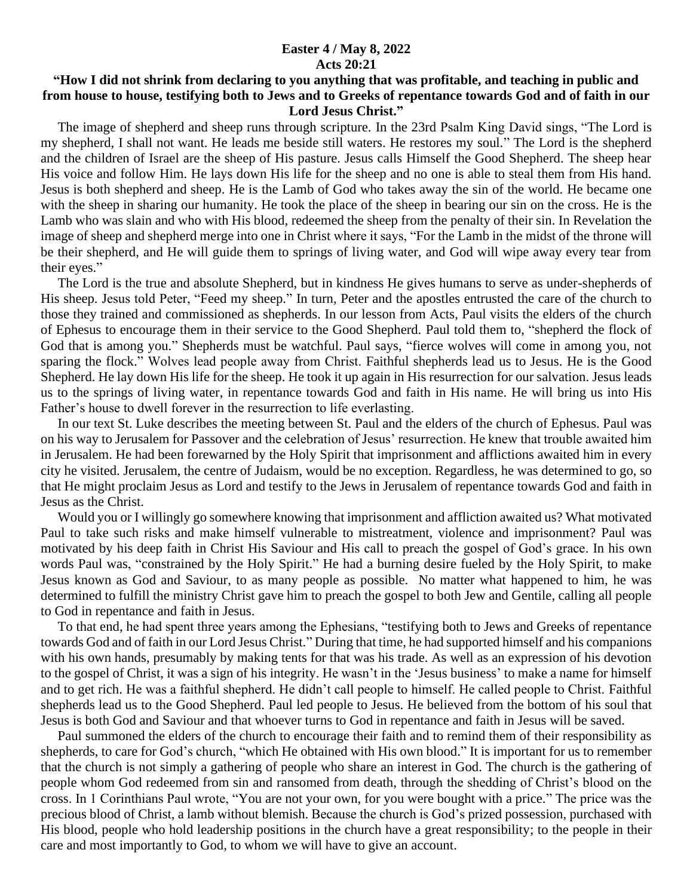**Easter 4 / May 8, 2022**
**Acts 20:21**

**"How I did not shrink from declaring to you anything that was profitable, and teaching in public and from house to house, testifying both to Jews and to Greeks of repentance towards God and of faith in our Lord Jesus Christ."**

The image of shepherd and sheep runs through scripture. In the 23rd Psalm King David sings, "The Lord is my shepherd, I shall not want. He leads me beside still waters. He restores my soul." The Lord is the shepherd and the children of Israel are the sheep of His pasture. Jesus calls Himself the Good Shepherd. The sheep hear His voice and follow Him. He lays down His life for the sheep and no one is able to steal them from His hand. Jesus is both shepherd and sheep. He is the Lamb of God who takes away the sin of the world. He became one with the sheep in sharing our humanity. He took the place of the sheep in bearing our sin on the cross. He is the Lamb who was slain and who with His blood, redeemed the sheep from the penalty of their sin. In Revelation the image of sheep and shepherd merge into one in Christ where it says, "For the Lamb in the midst of the throne will be their shepherd, and He will guide them to springs of living water, and God will wipe away every tear from their eyes."

The Lord is the true and absolute Shepherd, but in kindness He gives humans to serve as under-shepherds of His sheep. Jesus told Peter, "Feed my sheep." In turn, Peter and the apostles entrusted the care of the church to those they trained and commissioned as shepherds. In our lesson from Acts, Paul visits the elders of the church of Ephesus to encourage them in their service to the Good Shepherd. Paul told them to, "shepherd the flock of God that is among you." Shepherds must be watchful. Paul says, "fierce wolves will come in among you, not sparing the flock." Wolves lead people away from Christ. Faithful shepherds lead us to Jesus. He is the Good Shepherd. He lay down His life for the sheep. He took it up again in His resurrection for our salvation. Jesus leads us to the springs of living water, in repentance towards God and faith in His name. He will bring us into His Father's house to dwell forever in the resurrection to life everlasting.

In our text St. Luke describes the meeting between St. Paul and the elders of the church of Ephesus. Paul was on his way to Jerusalem for Passover and the celebration of Jesus' resurrection. He knew that trouble awaited him in Jerusalem. He had been forewarned by the Holy Spirit that imprisonment and afflictions awaited him in every city he visited. Jerusalem, the centre of Judaism, would be no exception. Regardless, he was determined to go, so that He might proclaim Jesus as Lord and testify to the Jews in Jerusalem of repentance towards God and faith in Jesus as the Christ.

Would you or I willingly go somewhere knowing that imprisonment and affliction awaited us? What motivated Paul to take such risks and make himself vulnerable to mistreatment, violence and imprisonment? Paul was motivated by his deep faith in Christ His Saviour and His call to preach the gospel of God's grace. In his own words Paul was, "constrained by the Holy Spirit." He had a burning desire fueled by the Holy Spirit, to make Jesus known as God and Saviour, to as many people as possible. No matter what happened to him, he was determined to fulfill the ministry Christ gave him to preach the gospel to both Jew and Gentile, calling all people to God in repentance and faith in Jesus.

To that end, he had spent three years among the Ephesians, "testifying both to Jews and Greeks of repentance towards God and of faith in our Lord Jesus Christ." During that time, he had supported himself and his companions with his own hands, presumably by making tents for that was his trade. As well as an expression of his devotion to the gospel of Christ, it was a sign of his integrity. He wasn't in the 'Jesus business' to make a name for himself and to get rich. He was a faithful shepherd. He didn't call people to himself. He called people to Christ. Faithful shepherds lead us to the Good Shepherd. Paul led people to Jesus. He believed from the bottom of his soul that Jesus is both God and Saviour and that whoever turns to God in repentance and faith in Jesus will be saved.

Paul summoned the elders of the church to encourage their faith and to remind them of their responsibility as shepherds, to care for God's church, "which He obtained with His own blood." It is important for us to remember that the church is not simply a gathering of people who share an interest in God. The church is the gathering of people whom God redeemed from sin and ransomed from death, through the shedding of Christ's blood on the cross. In 1 Corinthians Paul wrote, "You are not your own, for you were bought with a price." The price was the precious blood of Christ, a lamb without blemish. Because the church is God's prized possession, purchased with His blood, people who hold leadership positions in the church have a great responsibility; to the people in their care and most importantly to God, to whom we will have to give an account.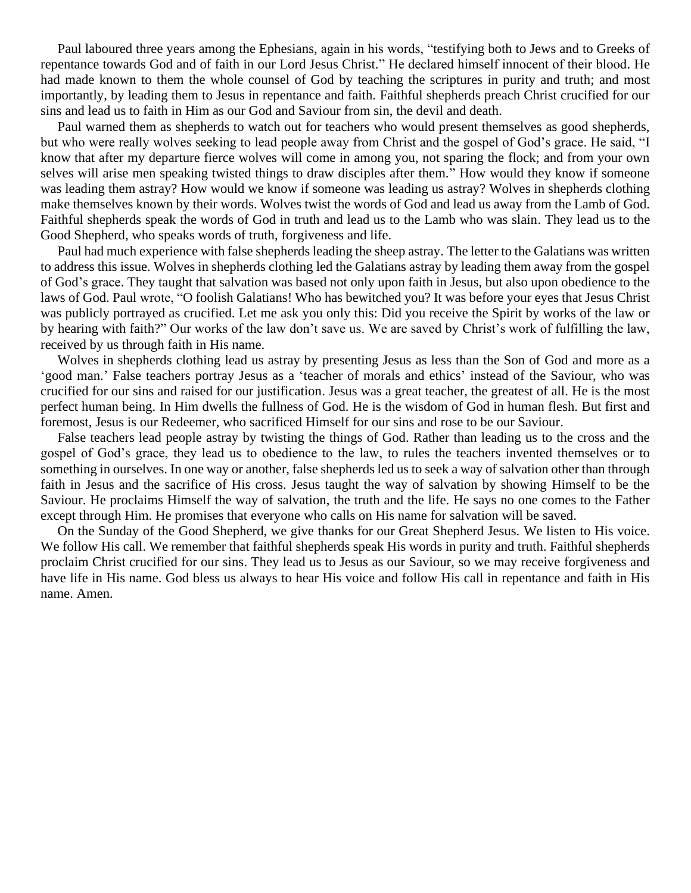Paul laboured three years among the Ephesians, again in his words, "testifying both to Jews and to Greeks of repentance towards God and of faith in our Lord Jesus Christ." He declared himself innocent of their blood. He had made known to them the whole counsel of God by teaching the scriptures in purity and truth; and most importantly, by leading them to Jesus in repentance and faith. Faithful shepherds preach Christ crucified for our sins and lead us to faith in Him as our God and Saviour from sin, the devil and death.

Paul warned them as shepherds to watch out for teachers who would present themselves as good shepherds, but who were really wolves seeking to lead people away from Christ and the gospel of God's grace. He said, "I know that after my departure fierce wolves will come in among you, not sparing the flock; and from your own selves will arise men speaking twisted things to draw disciples after them." How would they know if someone was leading them astray? How would we know if someone was leading us astray? Wolves in shepherds clothing make themselves known by their words. Wolves twist the words of God and lead us away from the Lamb of God. Faithful shepherds speak the words of God in truth and lead us to the Lamb who was slain. They lead us to the Good Shepherd, who speaks words of truth, forgiveness and life.

Paul had much experience with false shepherds leading the sheep astray. The letter to the Galatians was written to address this issue. Wolves in shepherds clothing led the Galatians astray by leading them away from the gospel of God's grace. They taught that salvation was based not only upon faith in Jesus, but also upon obedience to the laws of God. Paul wrote, "O foolish Galatians! Who has bewitched you? It was before your eyes that Jesus Christ was publicly portrayed as crucified. Let me ask you only this: Did you receive the Spirit by works of the law or by hearing with faith?" Our works of the law don't save us. We are saved by Christ's work of fulfilling the law, received by us through faith in His name.

Wolves in shepherds clothing lead us astray by presenting Jesus as less than the Son of God and more as a 'good man.' False teachers portray Jesus as a 'teacher of morals and ethics' instead of the Saviour, who was crucified for our sins and raised for our justification. Jesus was a great teacher, the greatest of all. He is the most perfect human being. In Him dwells the fullness of God. He is the wisdom of God in human flesh. But first and foremost, Jesus is our Redeemer, who sacrificed Himself for our sins and rose to be our Saviour.

False teachers lead people astray by twisting the things of God. Rather than leading us to the cross and the gospel of God's grace, they lead us to obedience to the law, to rules the teachers invented themselves or to something in ourselves. In one way or another, false shepherds led us to seek a way of salvation other than through faith in Jesus and the sacrifice of His cross. Jesus taught the way of salvation by showing Himself to be the Saviour. He proclaims Himself the way of salvation, the truth and the life. He says no one comes to the Father except through Him. He promises that everyone who calls on His name for salvation will be saved.

On the Sunday of the Good Shepherd, we give thanks for our Great Shepherd Jesus. We listen to His voice. We follow His call. We remember that faithful shepherds speak His words in purity and truth. Faithful shepherds proclaim Christ crucified for our sins. They lead us to Jesus as our Saviour, so we may receive forgiveness and have life in His name. God bless us always to hear His voice and follow His call in repentance and faith in His name. Amen.